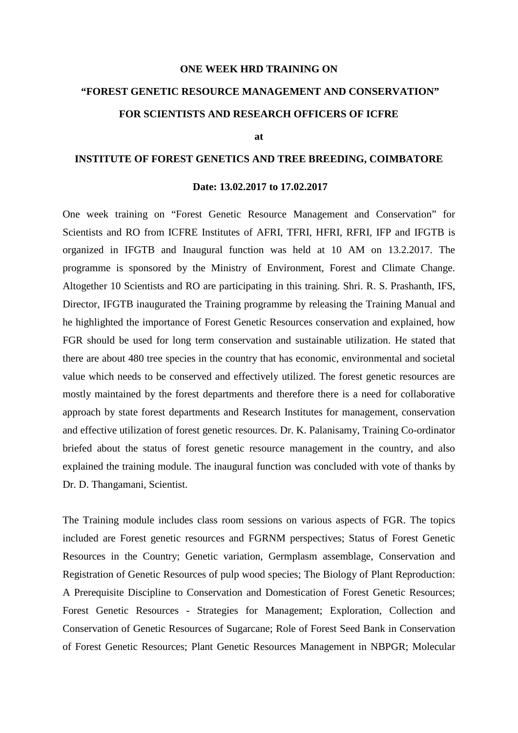**ONE WEEK HRD TRAINING ON**

**"FOREST GENETIC RESOURCE MANAGEMENT AND CONSERVATION"**

**FOR SCIENTISTS AND RESEARCH OFFICERS OF ICFRE**

**at**

**INSTITUTE OF FOREST GENETICS AND TREE BREEDING, COIMBATORE**

**Date: 13.02.2017 to 17.02.2017**

One week training on "Forest Genetic Resource Management and Conservation" for Scientists and RO from ICFRE Institutes of AFRI, TFRI, HFRI, RFRI, IFP and IFGTB is organized in IFGTB and Inaugural function was held at 10 AM on 13.2.2017. The programme is sponsored by the Ministry of Environment, Forest and Climate Change. Altogether 10 Scientists and RO are participating in this training. Shri. R. S. Prashanth, IFS, Director, IFGTB inaugurated the Training programme by releasing the Training Manual and he highlighted the importance of Forest Genetic Resources conservation and explained, how FGR should be used for long term conservation and sustainable utilization. He stated that there are about 480 tree species in the country that has economic, environmental and societal value which needs to be conserved and effectively utilized. The forest genetic resources are mostly maintained by the forest departments and therefore there is a need for collaborative approach by state forest departments and Research Institutes for management, conservation and effective utilization of forest genetic resources. Dr. K. Palanisamy, Training Co-ordinator briefed about the status of forest genetic resource management in the country, and also explained the training module. The inaugural function was concluded with vote of thanks by Dr. D. Thangamani, Scientist.

The Training module includes class room sessions on various aspects of FGR. The topics included are Forest genetic resources and FGRNM perspectives; Status of Forest Genetic Resources in the Country; Genetic variation, Germplasm assemblage, Conservation and Registration of Genetic Resources of pulp wood species; The Biology of Plant Reproduction: A Prerequisite Discipline to Conservation and Domestication of Forest Genetic Resources; Forest Genetic Resources - Strategies for Management; Exploration, Collection and Conservation of Genetic Resources of Sugarcane; Role of Forest Seed Bank in Conservation of Forest Genetic Resources; Plant Genetic Resources Management in NBPGR; Molecular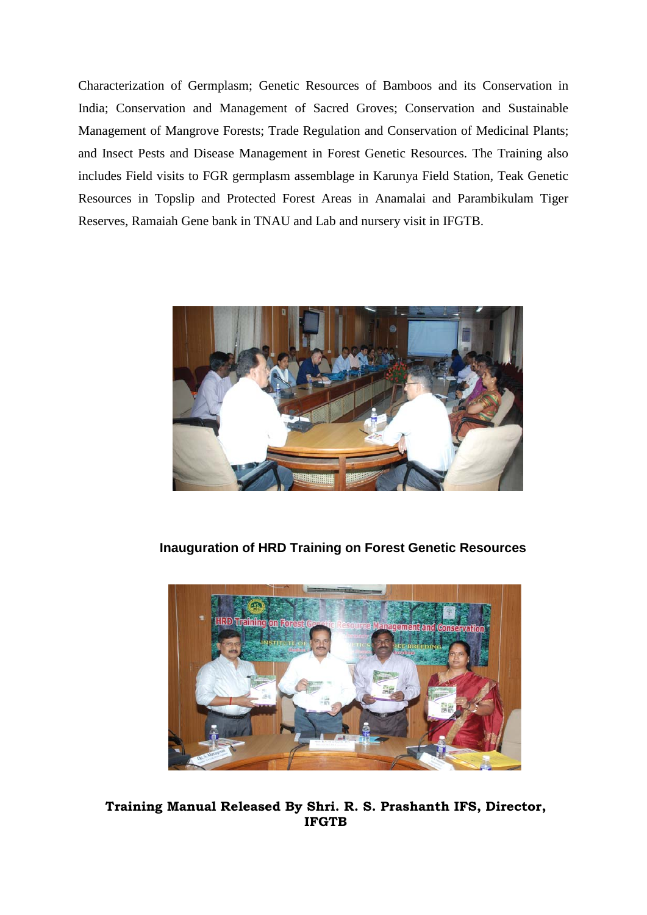Characterization of Germplasm; Genetic Resources of Bamboos and its Conservation in India; Conservation and Management of Sacred Groves; Conservation and Sustainable Management of Mangrove Forests; Trade Regulation and Conservation of Medicinal Plants; and Insect Pests and Disease Management in Forest Genetic Resources. The Training also includes Field visits to FGR germplasm assemblage in Karunya Field Station, Teak Genetic Resources in Topslip and Protected Forest Areas in Anamalai and Parambikulam Tiger Reserves, Ramaiah Gene bank in TNAU and Lab and nursery visit in IFGTB.

**Inauguration of HRD Training on Forest Genetic Resources**

**Training Manual Released By Shri. R. S. Prashanth IFS, Director, IFGTB**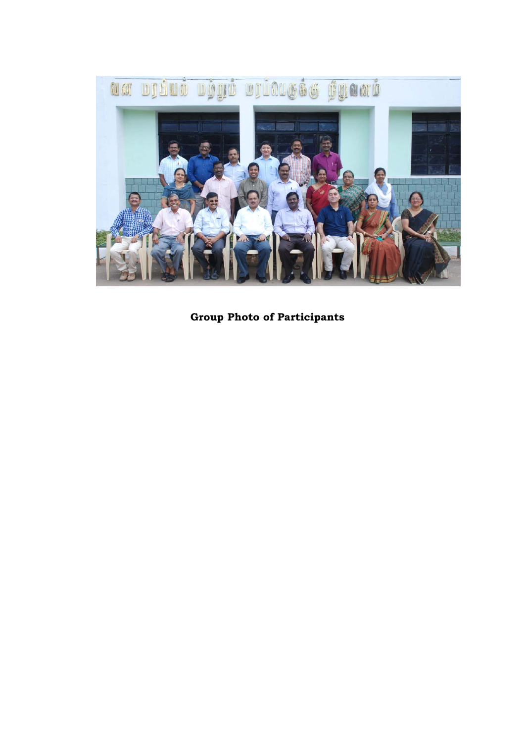**Group Photo of Participants**